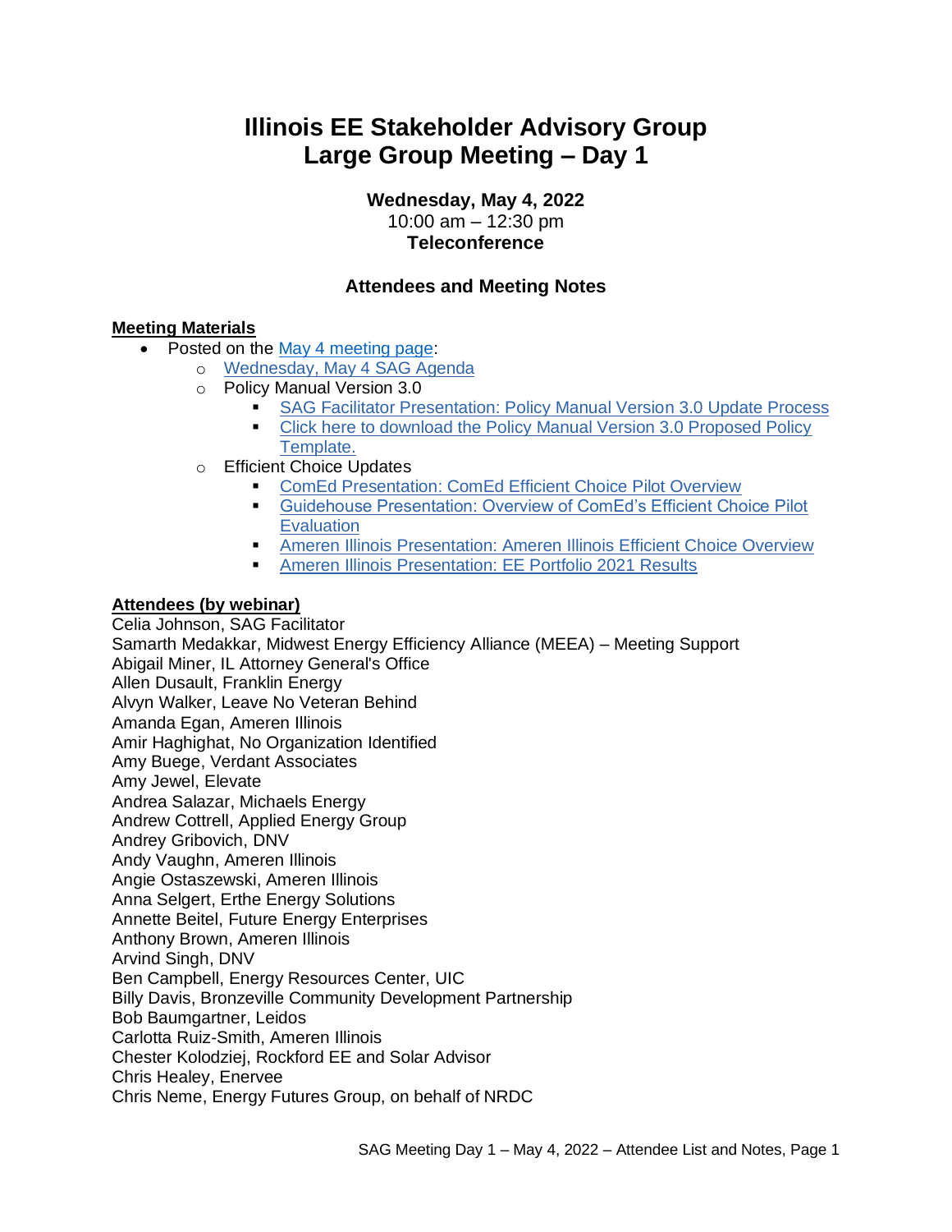# Illinois EE Stakeholder Advisory Group
# Large Group Meeting – Day 1

**Wednesday, May 4, 2022**
10:00 am – 12:30 pm
**Teleconference**

### Attendees and Meeting Notes

**Meeting Materials**

- Posted on the May 4 meeting page:
  - Wednesday, May 4 SAG Agenda
  - Policy Manual Version 3.0
    - SAG Facilitator Presentation: Policy Manual Version 3.0 Update Process
    - Click here to download the Policy Manual Version 3.0 Proposed Policy Template.
  - Efficient Choice Updates
    - ComEd Presentation: ComEd Efficient Choice Pilot Overview
    - Guidehouse Presentation: Overview of ComEd's Efficient Choice Pilot Evaluation
    - Ameren Illinois Presentation: Ameren Illinois Efficient Choice Overview
    - Ameren Illinois Presentation: EE Portfolio 2021 Results

**Attendees (by webinar)**

Celia Johnson, SAG Facilitator
Samarth Medakkar, Midwest Energy Efficiency Alliance (MEEA) – Meeting Support
Abigail Miner, IL Attorney General's Office
Allen Dusault, Franklin Energy
Alvyn Walker, Leave No Veteran Behind
Amanda Egan, Ameren Illinois
Amir Haghighat, No Organization Identified
Amy Buege, Verdant Associates
Amy Jewel, Elevate
Andrea Salazar, Michaels Energy
Andrew Cottrell, Applied Energy Group
Andrey Gribovich, DNV
Andy Vaughn, Ameren Illinois
Angie Ostaszewski, Ameren Illinois
Anna Selgert, Erthe Energy Solutions
Annette Beitel, Future Energy Enterprises
Anthony Brown, Ameren Illinois
Arvind Singh, DNV
Ben Campbell, Energy Resources Center, UIC
Billy Davis, Bronzeville Community Development Partnership
Bob Baumgartner, Leidos
Carlotta Ruiz-Smith, Ameren Illinois
Chester Kolodziej, Rockford EE and Solar Advisor
Chris Healey, Enervee
Chris Neme, Energy Futures Group, on behalf of NRDC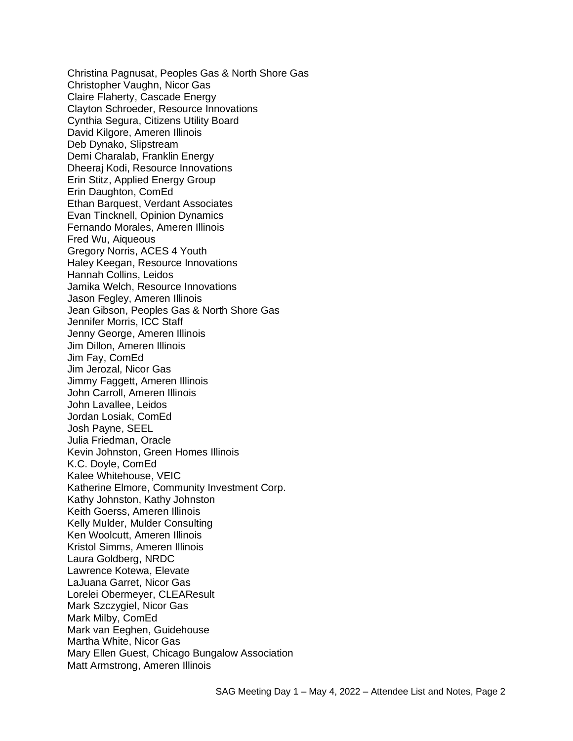Christina Pagnusat, Peoples Gas & North Shore Gas
Christopher Vaughn, Nicor Gas
Claire Flaherty, Cascade Energy
Clayton Schroeder, Resource Innovations
Cynthia Segura, Citizens Utility Board
David Kilgore, Ameren Illinois
Deb Dynako, Slipstream
Demi Charalab, Franklin Energy
Dheeraj Kodi, Resource Innovations
Erin Stitz, Applied Energy Group
Erin Daughton, ComEd
Ethan Barquest, Verdant Associates
Evan Tincknell, Opinion Dynamics
Fernando Morales, Ameren Illinois
Fred Wu, Aiqueous
Gregory Norris, ACES 4 Youth
Haley Keegan, Resource Innovations
Hannah Collins, Leidos
Jamika Welch, Resource Innovations
Jason Fegley, Ameren Illinois
Jean Gibson, Peoples Gas & North Shore Gas
Jennifer Morris, ICC Staff
Jenny George, Ameren Illinois
Jim Dillon, Ameren Illinois
Jim Fay, ComEd
Jim Jerozal, Nicor Gas
Jimmy Faggett, Ameren Illinois
John Carroll, Ameren Illinois
John Lavallee, Leidos
Jordan Losiak, ComEd
Josh Payne, SEEL
Julia Friedman, Oracle
Kevin Johnston, Green Homes Illinois
K.C. Doyle, ComEd
Kalee Whitehouse, VEIC
Katherine Elmore, Community Investment Corp.
Kathy Johnston, Kathy Johnston
Keith Goerss, Ameren Illinois
Kelly Mulder, Mulder Consulting
Ken Woolcutt, Ameren Illinois
Kristol Simms, Ameren Illinois
Laura Goldberg, NRDC
Lawrence Kotewa, Elevate
LaJuana Garret, Nicor Gas
Lorelei Obermeyer, CLEAResult
Mark Szczygiel, Nicor Gas
Mark Milby, ComEd
Mark van Eeghen, Guidehouse
Martha White, Nicor Gas
Mary Ellen Guest, Chicago Bungalow Association
Matt Armstrong, Ameren Illinois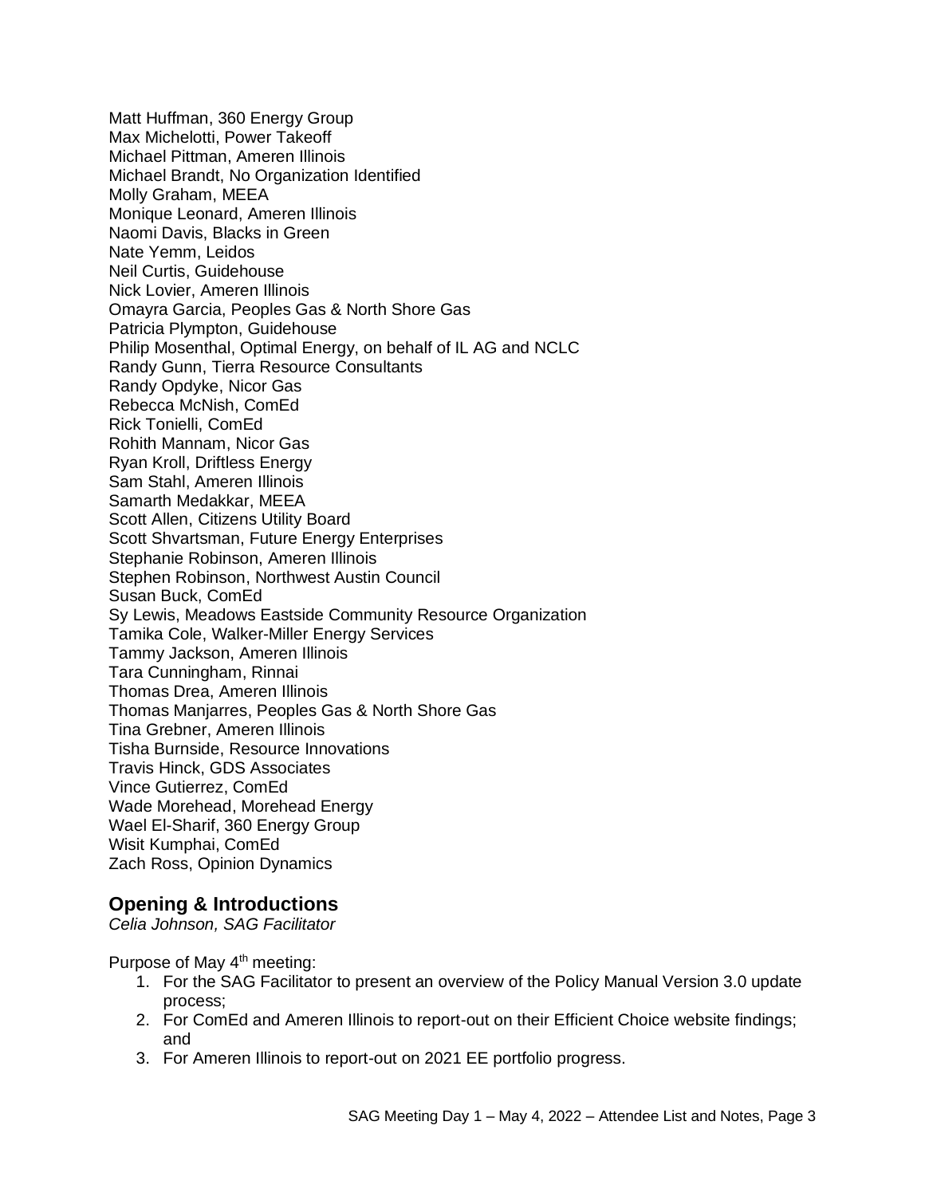Matt Huffman, 360 Energy Group
Max Michelotti, Power Takeoff
Michael Pittman, Ameren Illinois
Michael Brandt, No Organization Identified
Molly Graham, MEEA
Monique Leonard, Ameren Illinois
Naomi Davis, Blacks in Green
Nate Yemm, Leidos
Neil Curtis, Guidehouse
Nick Lovier, Ameren Illinois
Omayra Garcia, Peoples Gas & North Shore Gas
Patricia Plympton, Guidehouse
Philip Mosenthal, Optimal Energy, on behalf of IL AG and NCLC
Randy Gunn, Tierra Resource Consultants
Randy Opdyke, Nicor Gas
Rebecca McNish, ComEd
Rick Tonielli, ComEd
Rohith Mannam, Nicor Gas
Ryan Kroll, Driftless Energy
Sam Stahl, Ameren Illinois
Samarth Medakkar, MEEA
Scott Allen, Citizens Utility Board
Scott Shvartsman, Future Energy Enterprises
Stephanie Robinson, Ameren Illinois
Stephen Robinson, Northwest Austin Council
Susan Buck, ComEd
Sy Lewis, Meadows Eastside Community Resource Organization
Tamika Cole, Walker-Miller Energy Services
Tammy Jackson, Ameren Illinois
Tara Cunningham, Rinnai
Thomas Drea, Ameren Illinois
Thomas Manjarres, Peoples Gas & North Shore Gas
Tina Grebner, Ameren Illinois
Tisha Burnside, Resource Innovations
Travis Hinck, GDS Associates
Vince Gutierrez, ComEd
Wade Morehead, Morehead Energy
Wael El-Sharif, 360 Energy Group
Wisit Kumphai, ComEd
Zach Ross, Opinion Dynamics

## Opening & Introductions

*Celia Johnson, SAG Facilitator*

Purpose of May 4th meeting:

1. For the SAG Facilitator to present an overview of the Policy Manual Version 3.0 update process;
2. For ComEd and Ameren Illinois to report-out on their Efficient Choice website findings; and
3. For Ameren Illinois to report-out on 2021 EE portfolio progress.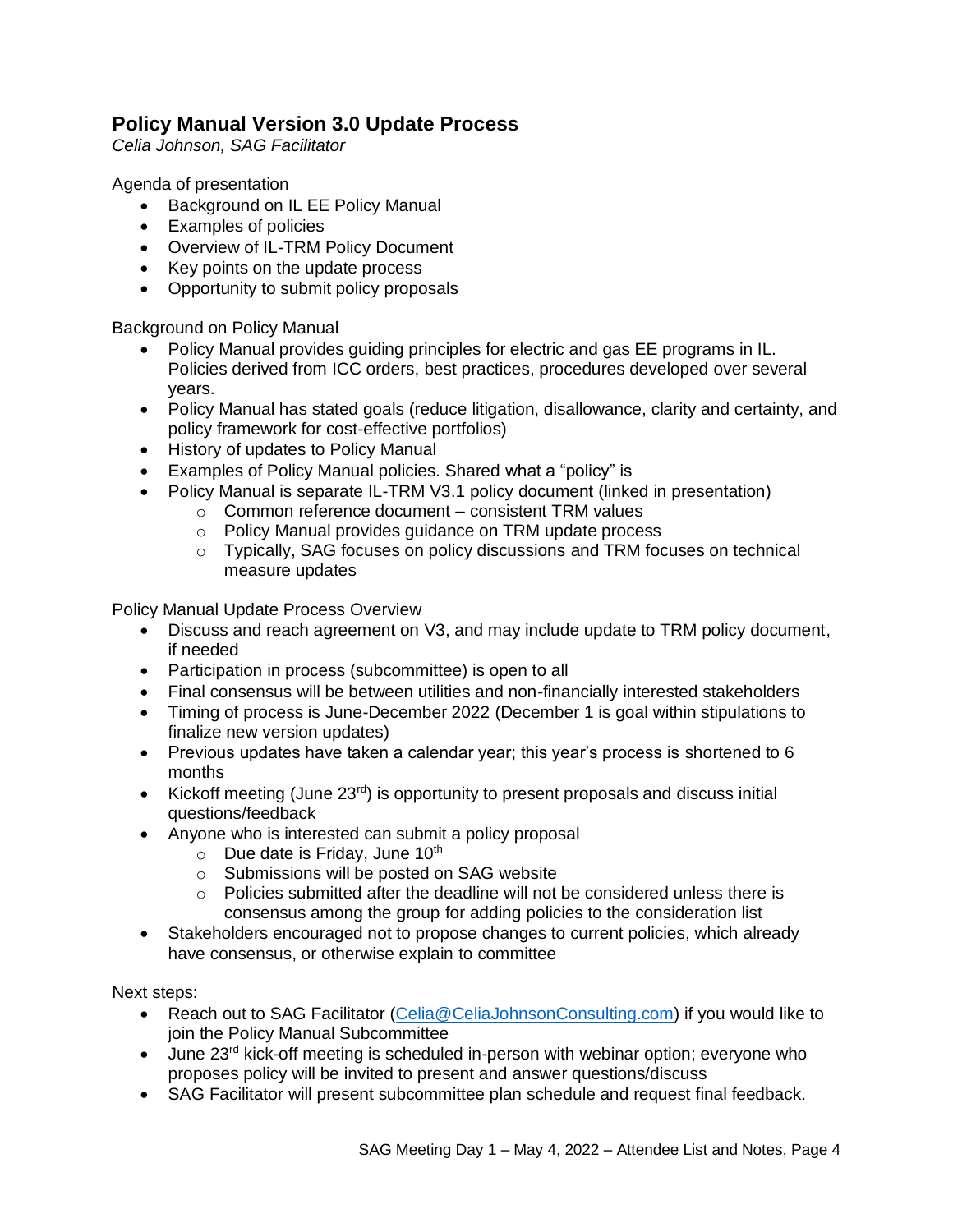## Policy Manual Version 3.0 Update Process

*Celia Johnson, SAG Facilitator*

Agenda of presentation

- Background on IL EE Policy Manual
- Examples of policies
- Overview of IL-TRM Policy Document
- Key points on the update process
- Opportunity to submit policy proposals

Background on Policy Manual

- Policy Manual provides guiding principles for electric and gas EE programs in IL. Policies derived from ICC orders, best practices, procedures developed over several years.
- Policy Manual has stated goals (reduce litigation, disallowance, clarity and certainty, and policy framework for cost-effective portfolios)
- History of updates to Policy Manual
- Examples of Policy Manual policies. Shared what a "policy" is
- Policy Manual is separate IL-TRM V3.1 policy document (linked in presentation)
  - Common reference document – consistent TRM values
  - Policy Manual provides guidance on TRM update process
  - Typically, SAG focuses on policy discussions and TRM focuses on technical measure updates

Policy Manual Update Process Overview

- Discuss and reach agreement on V3, and may include update to TRM policy document, if needed
- Participation in process (subcommittee) is open to all
- Final consensus will be between utilities and non-financially interested stakeholders
- Timing of process is June-December 2022 (December 1 is goal within stipulations to finalize new version updates)
- Previous updates have taken a calendar year; this year's process is shortened to 6 months
- Kickoff meeting (June 23rd) is opportunity to present proposals and discuss initial questions/feedback
- Anyone who is interested can submit a policy proposal
  - Due date is Friday, June 10th
  - Submissions will be posted on SAG website
  - Policies submitted after the deadline will not be considered unless there is consensus among the group for adding policies to the consideration list
- Stakeholders encouraged not to propose changes to current policies, which already have consensus, or otherwise explain to committee

Next steps:

- Reach out to SAG Facilitator (Celia@CeliaJohnsonConsulting.com) if you would like to join the Policy Manual Subcommittee
- June 23rd kick-off meeting is scheduled in-person with webinar option; everyone who proposes policy will be invited to present and answer questions/discuss
- SAG Facilitator will present subcommittee plan schedule and request final feedback.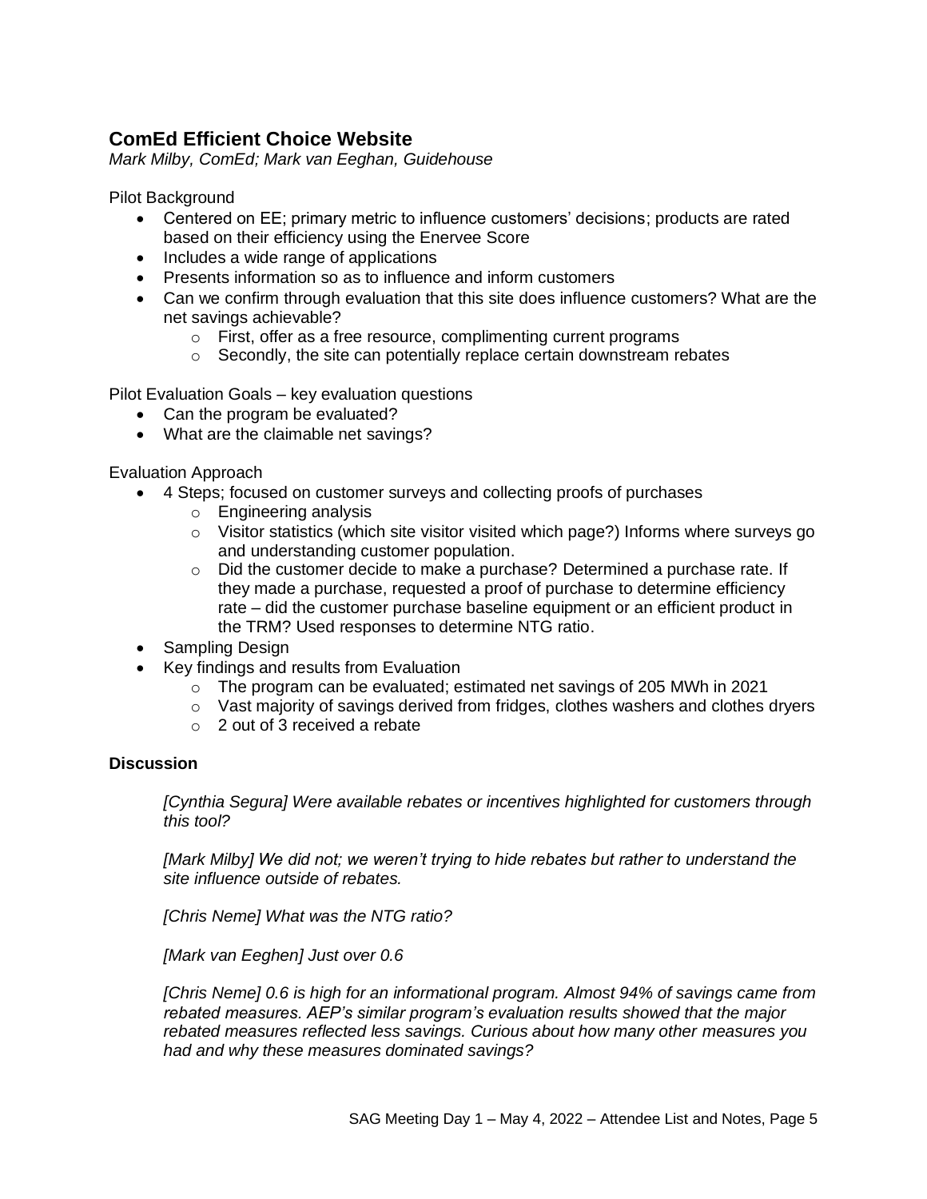## ComEd Efficient Choice Website

*Mark Milby, ComEd; Mark van Eeghan, Guidehouse*

Pilot Background

- Centered on EE; primary metric to influence customers' decisions; products are rated based on their efficiency using the Enervee Score
- Includes a wide range of applications
- Presents information so as to influence and inform customers
- Can we confirm through evaluation that this site does influence customers? What are the net savings achievable?
    - First, offer as a free resource, complimenting current programs
    - Secondly, the site can potentially replace certain downstream rebates

Pilot Evaluation Goals – key evaluation questions

- Can the program be evaluated?
- What are the claimable net savings?

Evaluation Approach

- 4 Steps; focused on customer surveys and collecting proofs of purchases
    - Engineering analysis
    - Visitor statistics (which site visitor visited which page?) Informs where surveys go and understanding customer population.
    - Did the customer decide to make a purchase? Determined a purchase rate. If they made a purchase, requested a proof of purchase to determine efficiency rate – did the customer purchase baseline equipment or an efficient product in the TRM? Used responses to determine NTG ratio.
- Sampling Design
- Key findings and results from Evaluation
    - The program can be evaluated; estimated net savings of 205 MWh in 2021
    - Vast majority of savings derived from fridges, clothes washers and clothes dryers
    - 2 out of 3 received a rebate

**Discussion**

*[Cynthia Segura] Were available rebates or incentives highlighted for customers through this tool?*

*[Mark Milby] We did not; we weren't trying to hide rebates but rather to understand the site influence outside of rebates.*

*[Chris Neme] What was the NTG ratio?*

*[Mark van Eeghen] Just over 0.6*

*[Chris Neme] 0.6 is high for an informational program. Almost 94% of savings came from rebated measures. AEP's similar program's evaluation results showed that the major rebated measures reflected less savings. Curious about how many other measures you had and why these measures dominated savings?*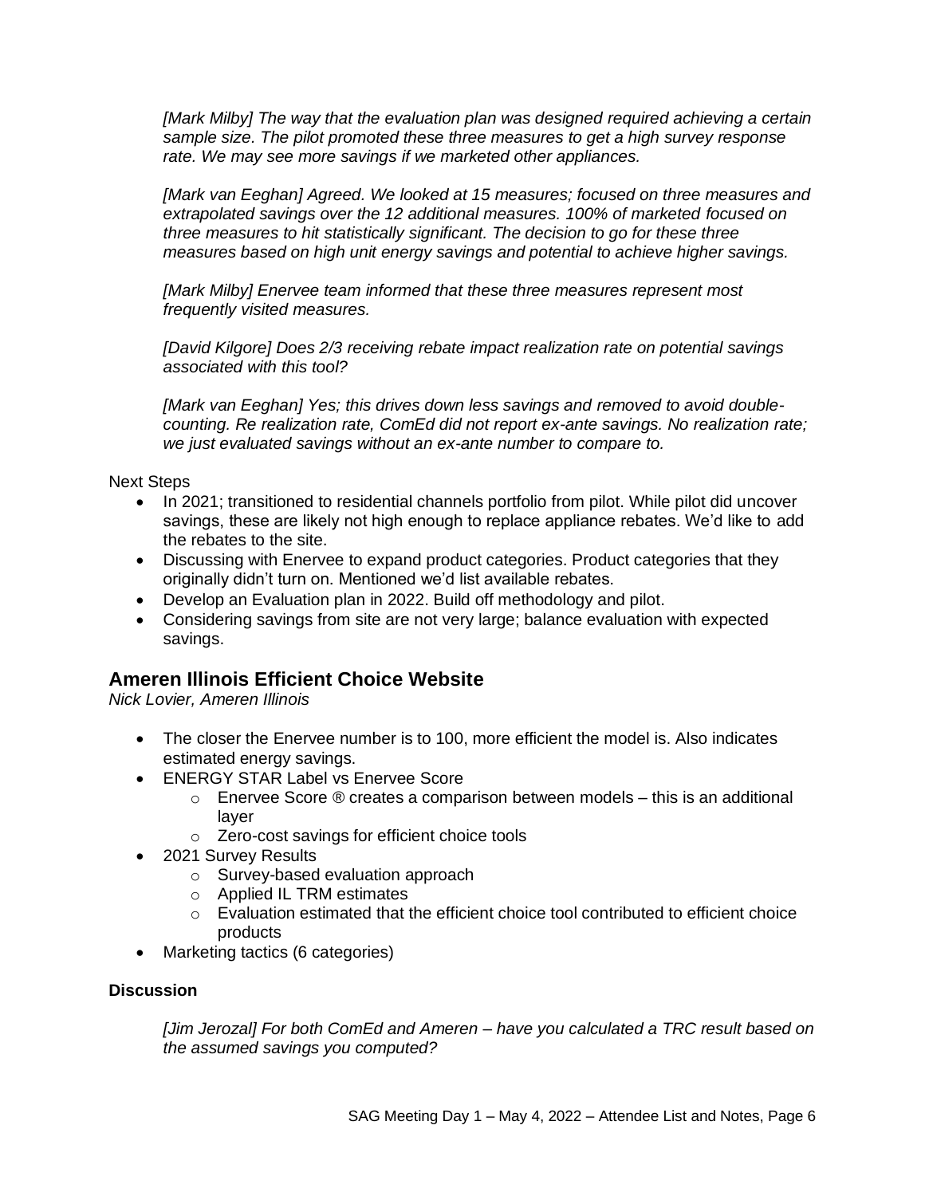*[Mark Milby] The way that the evaluation plan was designed required achieving a certain sample size. The pilot promoted these three measures to get a high survey response rate. We may see more savings if we marketed other appliances.*

*[Mark van Eeghan] Agreed. We looked at 15 measures; focused on three measures and extrapolated savings over the 12 additional measures. 100% of marketed focused on three measures to hit statistically significant. The decision to go for these three measures based on high unit energy savings and potential to achieve higher savings.*

*[Mark Milby] Enervee team informed that these three measures represent most frequently visited measures.*

*[David Kilgore] Does 2/3 receiving rebate impact realization rate on potential savings associated with this tool?*

*[Mark van Eeghan] Yes; this drives down less savings and removed to avoid double-counting. Re realization rate, ComEd did not report ex-ante savings. No realization rate; we just evaluated savings without an ex-ante number to compare to.*

Next Steps

- In 2021; transitioned to residential channels portfolio from pilot. While pilot did uncover savings, these are likely not high enough to replace appliance rebates. We'd like to add the rebates to the site.
- Discussing with Enervee to expand product categories. Product categories that they originally didn't turn on. Mentioned we'd list available rebates.
- Develop an Evaluation plan in 2022. Build off methodology and pilot.
- Considering savings from site are not very large; balance evaluation with expected savings.

## Ameren Illinois Efficient Choice Website

*Nick Lovier, Ameren Illinois*

- The closer the Enervee number is to 100, more efficient the model is. Also indicates estimated energy savings.
- ENERGY STAR Label vs Enervee Score
  - Enervee Score ® creates a comparison between models – this is an additional layer
  - Zero-cost savings for efficient choice tools
- 2021 Survey Results
  - Survey-based evaluation approach
  - Applied IL TRM estimates
  - Evaluation estimated that the efficient choice tool contributed to efficient choice products
- Marketing tactics (6 categories)

**Discussion**

*[Jim Jerozal] For both ComEd and Ameren – have you calculated a TRC result based on the assumed savings you computed?*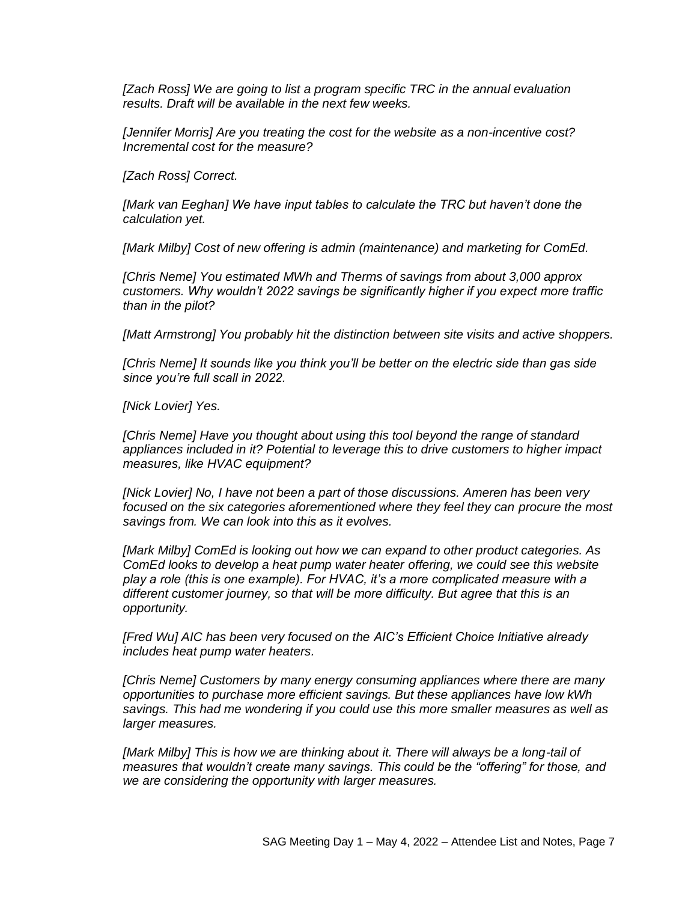*[Zach Ross] We are going to list a program specific TRC in the annual evaluation results. Draft will be available in the next few weeks.*

*[Jennifer Morris] Are you treating the cost for the website as a non-incentive cost? Incremental cost for the measure?*

*[Zach Ross] Correct.*

*[Mark van Eeghan] We have input tables to calculate the TRC but haven't done the calculation yet.*

*[Mark Milby] Cost of new offering is admin (maintenance) and marketing for ComEd.*

*[Chris Neme] You estimated MWh and Therms of savings from about 3,000 approx customers. Why wouldn't 2022 savings be significantly higher if you expect more traffic than in the pilot?*

*[Matt Armstrong] You probably hit the distinction between site visits and active shoppers.*

*[Chris Neme] It sounds like you think you'll be better on the electric side than gas side since you're full scall in 2022.*

*[Nick Lovier] Yes.*

*[Chris Neme] Have you thought about using this tool beyond the range of standard appliances included in it? Potential to leverage this to drive customers to higher impact measures, like HVAC equipment?*

*[Nick Lovier] No, I have not been a part of those discussions. Ameren has been very focused on the six categories aforementioned where they feel they can procure the most savings from. We can look into this as it evolves.*

*[Mark Milby] ComEd is looking out how we can expand to other product categories. As ComEd looks to develop a heat pump water heater offering, we could see this website play a role (this is one example). For HVAC, it's a more complicated measure with a different customer journey, so that will be more difficulty. But agree that this is an opportunity.*

*[Fred Wu] AIC has been very focused on the AIC's Efficient Choice Initiative already includes heat pump water heaters.*

*[Chris Neme] Customers by many energy consuming appliances where there are many opportunities to purchase more efficient savings. But these appliances have low kWh savings. This had me wondering if you could use this more smaller measures as well as larger measures.*

*[Mark Milby] This is how we are thinking about it. There will always be a long-tail of measures that wouldn't create many savings. This could be the "offering" for those, and we are considering the opportunity with larger measures.*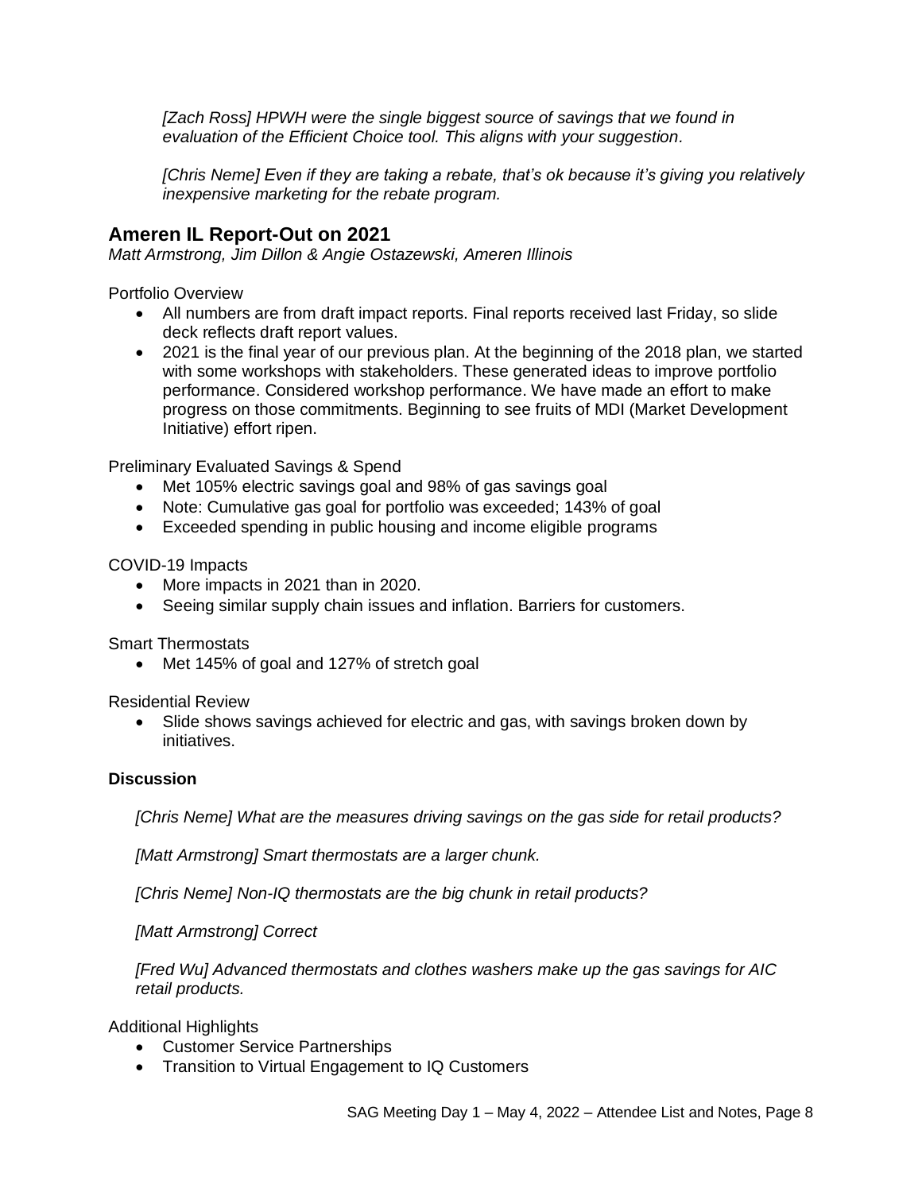*[Zach Ross] HPWH were the single biggest source of savings that we found in evaluation of the Efficient Choice tool. This aligns with your suggestion.*

*[Chris Neme] Even if they are taking a rebate, that's ok because it's giving you relatively inexpensive marketing for the rebate program.*

## Ameren IL Report-Out on 2021

*Matt Armstrong, Jim Dillon & Angie Ostazewski, Ameren Illinois*

Portfolio Overview

- All numbers are from draft impact reports. Final reports received last Friday, so slide deck reflects draft report values.
- 2021 is the final year of our previous plan. At the beginning of the 2018 plan, we started with some workshops with stakeholders. These generated ideas to improve portfolio performance. Considered workshop performance. We have made an effort to make progress on those commitments. Beginning to see fruits of MDI (Market Development Initiative) effort ripen.

Preliminary Evaluated Savings & Spend

- Met 105% electric savings goal and 98% of gas savings goal
- Note: Cumulative gas goal for portfolio was exceeded; 143% of goal
- Exceeded spending in public housing and income eligible programs

COVID-19 Impacts

- More impacts in 2021 than in 2020.
- Seeing similar supply chain issues and inflation. Barriers for customers.

Smart Thermostats

- Met 145% of goal and 127% of stretch goal

Residential Review

- Slide shows savings achieved for electric and gas, with savings broken down by initiatives.

**Discussion**

*[Chris Neme] What are the measures driving savings on the gas side for retail products?*

*[Matt Armstrong] Smart thermostats are a larger chunk.*

*[Chris Neme] Non-IQ thermostats are the big chunk in retail products?*

*[Matt Armstrong] Correct*

*[Fred Wu] Advanced thermostats and clothes washers make up the gas savings for AIC retail products.*

Additional Highlights

- Customer Service Partnerships
- Transition to Virtual Engagement to IQ Customers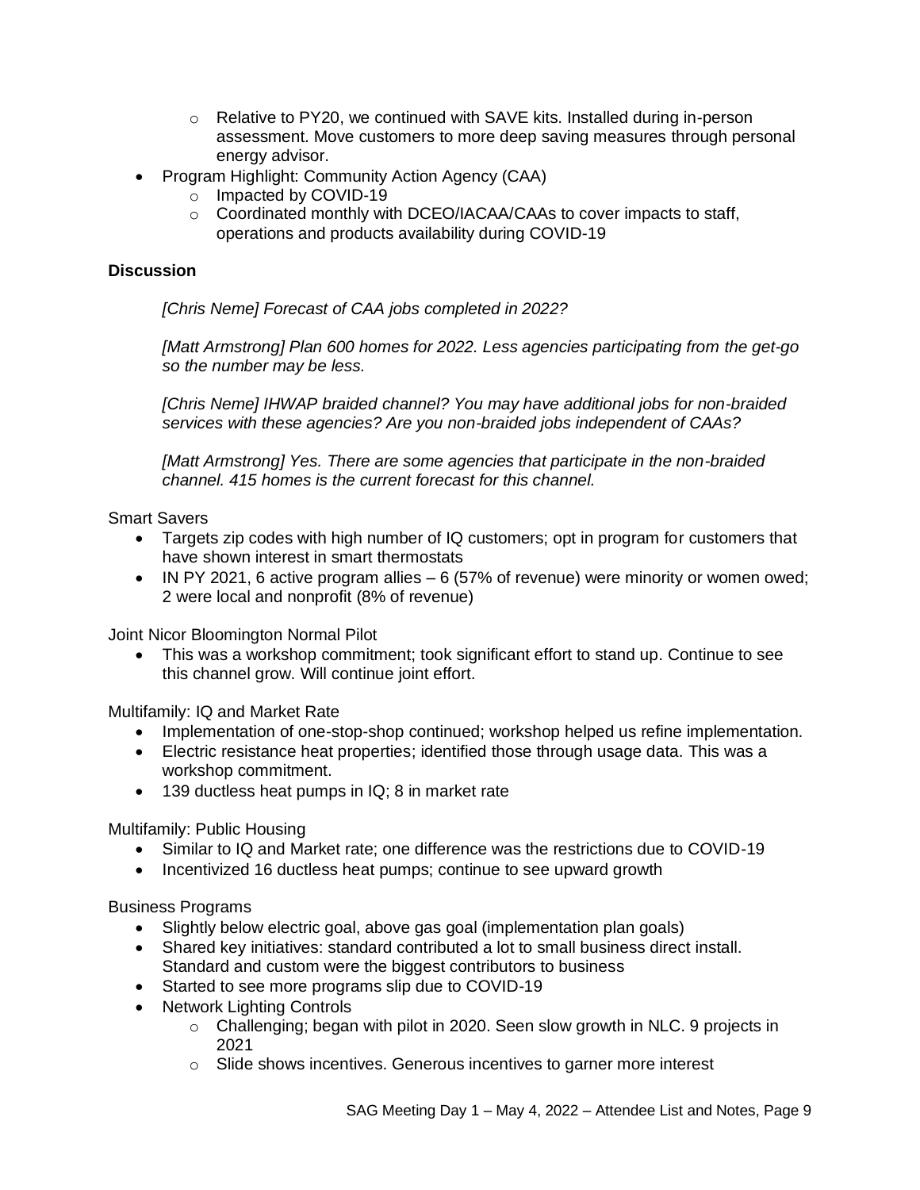- Relative to PY20, we continued with SAVE kits. Installed during in-person assessment. Move customers to more deep saving measures through personal energy advisor.
- Program Highlight: Community Action Agency (CAA)
    - Impacted by COVID-19
    - Coordinated monthly with DCEO/IACAA/CAAs to cover impacts to staff, operations and products availability during COVID-19

**Discussion**

*[Chris Neme] Forecast of CAA jobs completed in 2022?*

*[Matt Armstrong] Plan 600 homes for 2022. Less agencies participating from the get-go so the number may be less.*

*[Chris Neme] IHWAP braided channel? You may have additional jobs for non-braided services with these agencies? Are you non-braided jobs independent of CAAs?*

*[Matt Armstrong] Yes. There are some agencies that participate in the non-braided channel. 415 homes is the current forecast for this channel.*

Smart Savers

- Targets zip codes with high number of IQ customers; opt in program for customers that have shown interest in smart thermostats
- IN PY 2021, 6 active program allies – 6 (57% of revenue) were minority or women owed; 2 were local and nonprofit (8% of revenue)

Joint Nicor Bloomington Normal Pilot

- This was a workshop commitment; took significant effort to stand up. Continue to see this channel grow. Will continue joint effort.

Multifamily: IQ and Market Rate

- Implementation of one-stop-shop continued; workshop helped us refine implementation.
- Electric resistance heat properties; identified those through usage data. This was a workshop commitment.
- 139 ductless heat pumps in IQ; 8 in market rate

Multifamily: Public Housing

- Similar to IQ and Market rate; one difference was the restrictions due to COVID-19
- Incentivized 16 ductless heat pumps; continue to see upward growth

Business Programs

- Slightly below electric goal, above gas goal (implementation plan goals)
- Shared key initiatives: standard contributed a lot to small business direct install. Standard and custom were the biggest contributors to business
- Started to see more programs slip due to COVID-19
- Network Lighting Controls
    - Challenging; began with pilot in 2020. Seen slow growth in NLC. 9 projects in 2021
    - Slide shows incentives. Generous incentives to garner more interest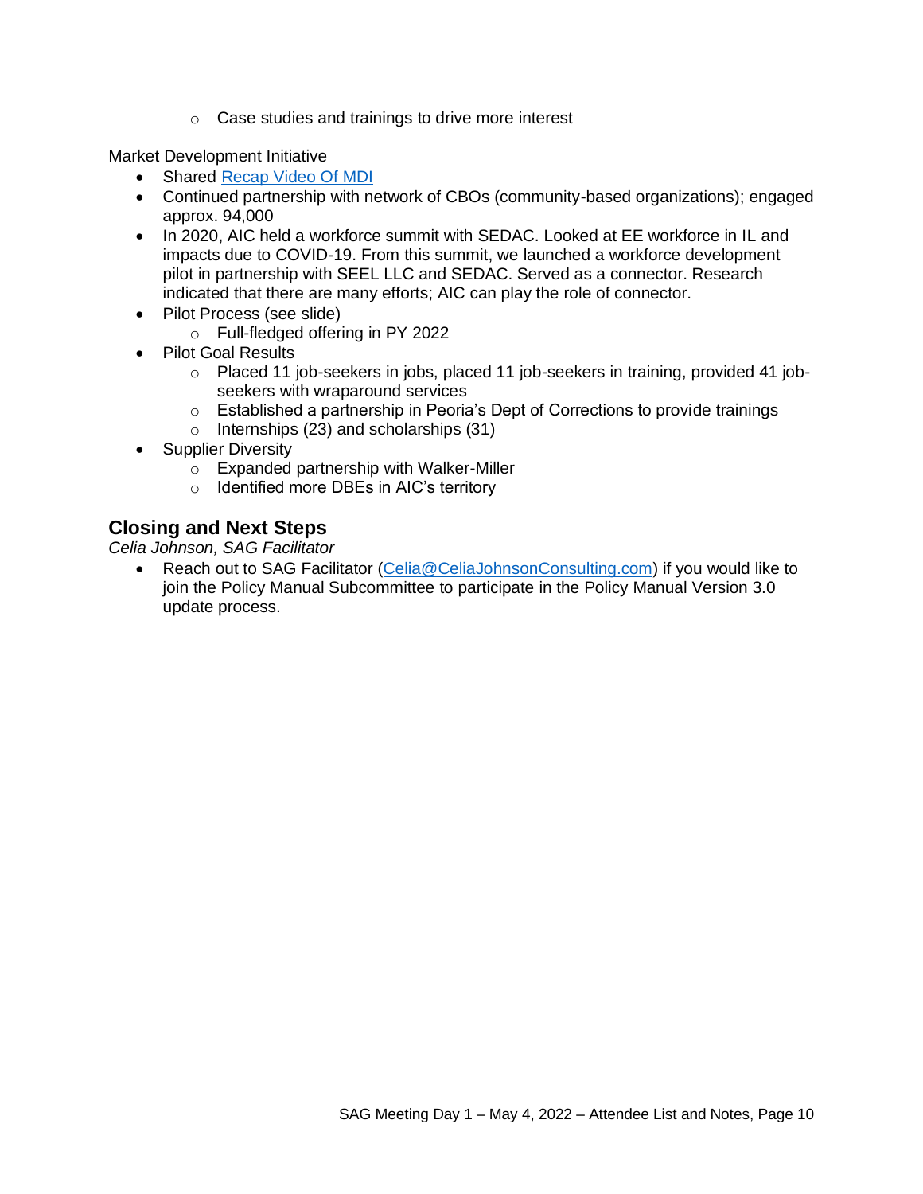- Case studies and trainings to drive more interest

Market Development Initiative

- Shared [Recap Video Of MDI]
- Continued partnership with network of CBOs (community-based organizations); engaged approx. 94,000
- In 2020, AIC held a workforce summit with SEDAC. Looked at EE workforce in IL and impacts due to COVID-19. From this summit, we launched a workforce development pilot in partnership with SEEL LLC and SEDAC. Served as a connector. Research indicated that there are many efforts; AIC can play the role of connector.
- Pilot Process (see slide)
    - Full-fledged offering in PY 2022
- Pilot Goal Results
    - Placed 11 job-seekers in jobs, placed 11 job-seekers in training, provided 41 job-seekers with wraparound services
    - Established a partnership in Peoria's Dept of Corrections to provide trainings
    - Internships (23) and scholarships (31)
- Supplier Diversity
    - Expanded partnership with Walker-Miller
    - Identified more DBEs in AIC's territory

## Closing and Next Steps

*Celia Johnson, SAG Facilitator*

- Reach out to SAG Facilitator (Celia@CeliaJohnsonConsulting.com) if you would like to join the Policy Manual Subcommittee to participate in the Policy Manual Version 3.0 update process.